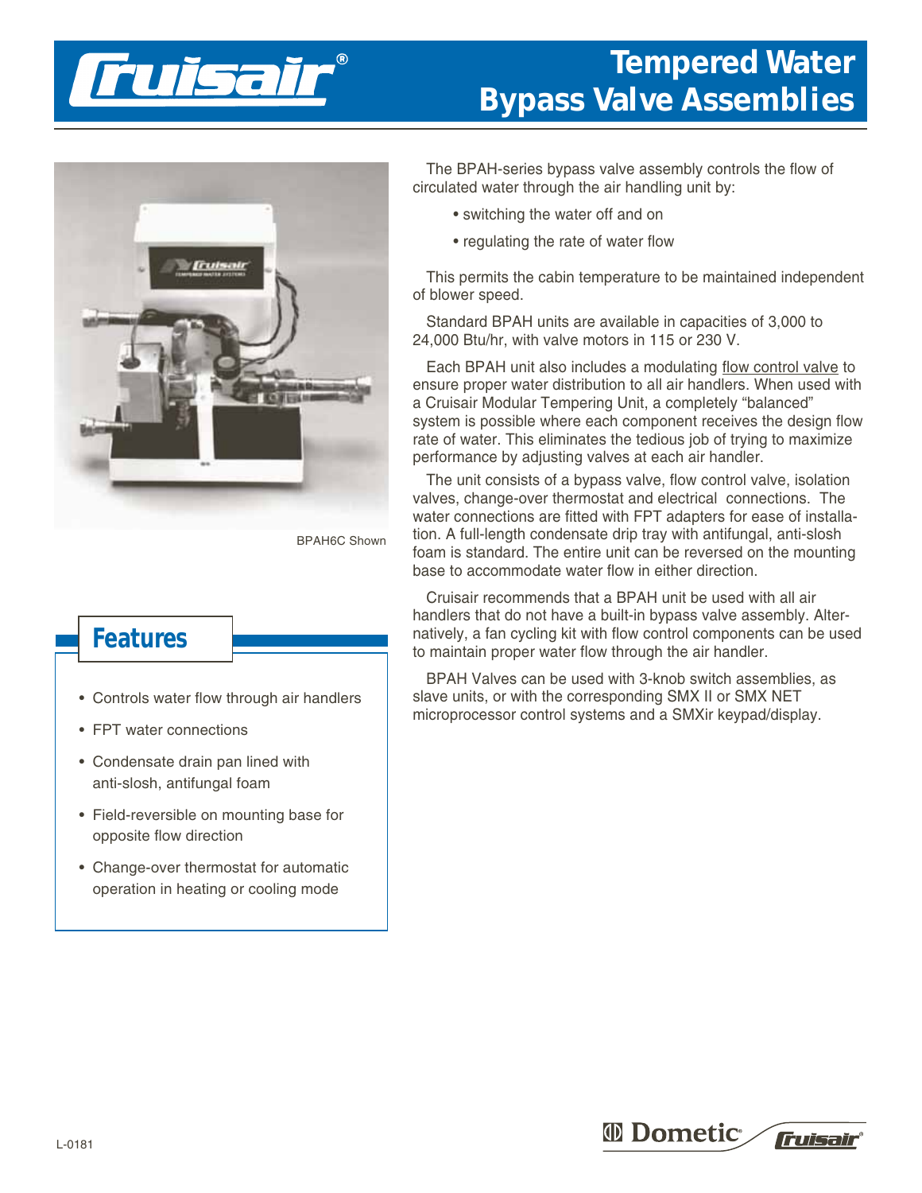# Tempered Water Bypass Valve Assemblies

BPAH6C Shown

The BPAH-series bypass valve assembly controls the flow of circulated water through the air handling unit by:

- switching the water off and on
- regulating the rate of water flow

This permits the cabin temperature to be maintained independent of blower speed.

Standard BPAH units are available in capacities of 3,000 to 24,000 Btu/hr, with valve motors in 115 or 230 V.

Each BPAH unit also includes a modulating flow control valve to ensure proper water distribution to all air handlers. When used with a Cruisair Modular Tempering Unit, a completely “balanced” system is possible where each component receives the design flow rate of water. This eliminates the tedious job of trying to maximize performance by adjusting valves at each air handler.

The unit consists of a bypass valve, flow control valve, isolation valves, change-over thermostat and electrical connections. The water connections are fitted with FPT adapters for ease of installation. A full-length condensate drip tray with antifungal, anti-slosh foam is standard. The entire unit can be reversed on the mounting base to accommodate water flow in either direction.

Cruisair recommends that a BPAH unit be used with all air handlers that do not have a built-in bypass valve assembly. Alternatively, a fan cycling kit with flow control components can be used to maintain proper water flow through the air handler.

BPAH Valves can be used with 3-knob switch assemblies, as slave units, or with the corresponding SMX II or SMX NET microprocessor control systems and a SMXir keypad/display.

## Features

- Controls water flow through air handlers
- FPT water connections
- Condensate drain pan lined with anti-slosh, antifungal foam
- Field-reversible on mounting base for opposite flow direction
- Change-over thermostat for automatic operation in heating or cooling mode

L-0181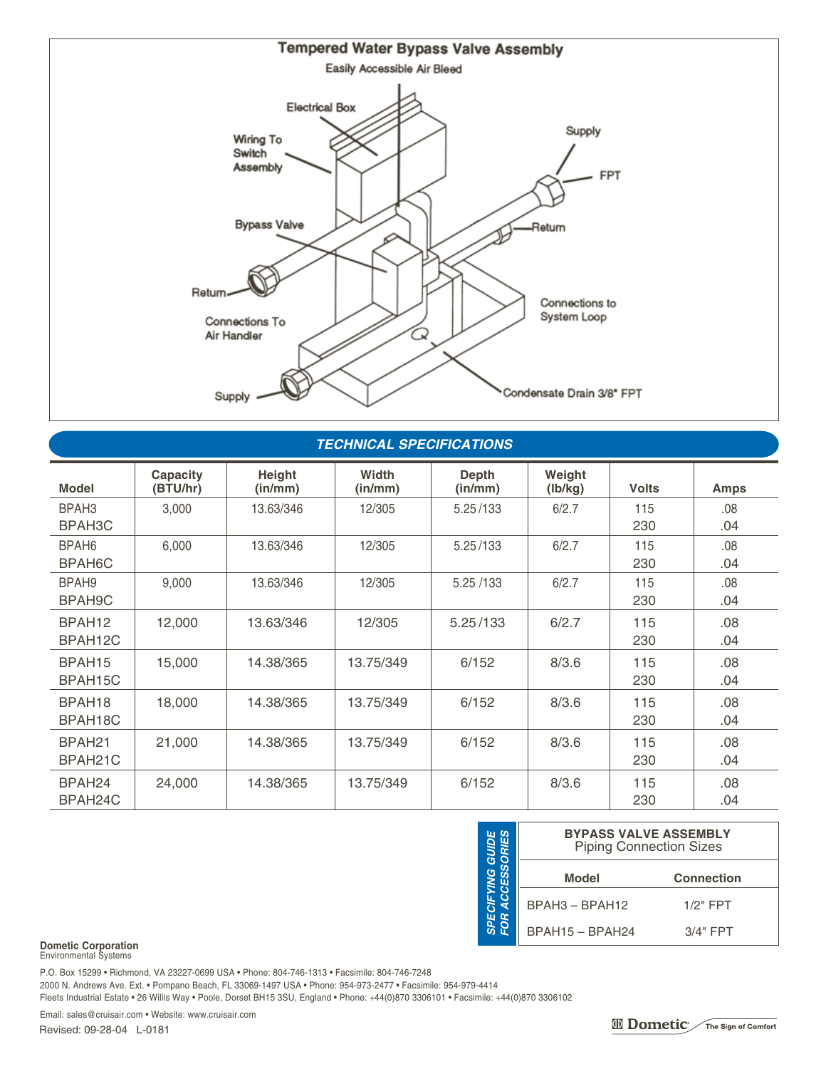## Tempered Water Bypass Valve Assembly

Easily Accessible Air Bleed

Electrical Box

Wiring To Switch Assembly

Supply

FPT

Return

Bypass Valve

Return

Connections to System Loop

Connections To Air Handler

Supply

Condensate Drain 3/8" FPT

## TECHNICAL SPECIFICATIONS

| Model | Capacity (BTU/hr) | Height (in/mm) | Width (in/mm) | Depth (in/mm) | Weight (lb/kg) | Volts | Amps |
|---|---|---|---|---|---|---|---|
| BPAH3<br>BPAH3C | 3,000 | 13.63/346 | 12/305 | 5.25/133 | 6/2.7 | 115<br>230 | .08<br>.04 |
| BPAH6<br>BPAH6C | 6,000 | 13.63/346 | 12/305 | 5.25/133 | 6/2.7 | 115<br>230 | .08<br>.04 |
| BPAH9<br>BPAH9C | 9,000 | 13.63/346 | 12/305 | 5.25 /133 | 6/2.7 | 115<br>230 | .08<br>.04 |
| BPAH12<br>BPAH12C | 12,000 | 13.63/346 | 12/305 | 5.25/133 | 6/2.7 | 115<br>230 | .08<br>.04 |
| BPAH15<br>BPAH15C | 15,000 | 14.38/365 | 13.75/349 | 6/152 | 8/3.6 | 115<br>230 | .08<br>.04 |
| BPAH18<br>BPAH18C | 18,000 | 14.38/365 | 13.75/349 | 6/152 | 8/3.6 | 115<br>230 | .08<br>.04 |
| BPAH21<br>BPAH21C | 21,000 | 14.38/365 | 13.75/349 | 6/152 | 8/3.6 | 115<br>230 | .08<br>.04 |
| BPAH24<br>BPAH24C | 24,000 | 14.38/365 | 13.75/349 | 6/152 | 8/3.6 | 115<br>230 | .08<br>.04 |

*SPECIFYING GUIDE FOR ACCESSORIES*

**BYPASS VALVE ASSEMBLY**
Piping Connection Sizes

| Model | Connection |
|---|---|
| BPAH3 – BPAH12 | 1/2" FPT |
| BPAH15 – BPAH24 | 3/4" FPT |

**Dometic Corporation**
Environmental Systems

P.O. Box 15299 • Richmond, VA 23227-0699 USA • Phone: 804-746-1313 • Facsimile: 804-746-7248
2000 N. Andrews Ave. Ext. • Pompano Beach, FL 33069-1497 USA • Phone: 954-973-2477 • Facsimile: 954-979-4414
Fleets Industrial Estate • 26 Willis Way • Poole, Dorset BH15 3SU, England • Phone: +44(0)870 3306101 • Facsimile: +44(0)870 3306102

Email: sales@cruisair.com • Website: www.cruisair.com

Revised: 09-28-04 L-0181

Dometic The Sign of Comfort